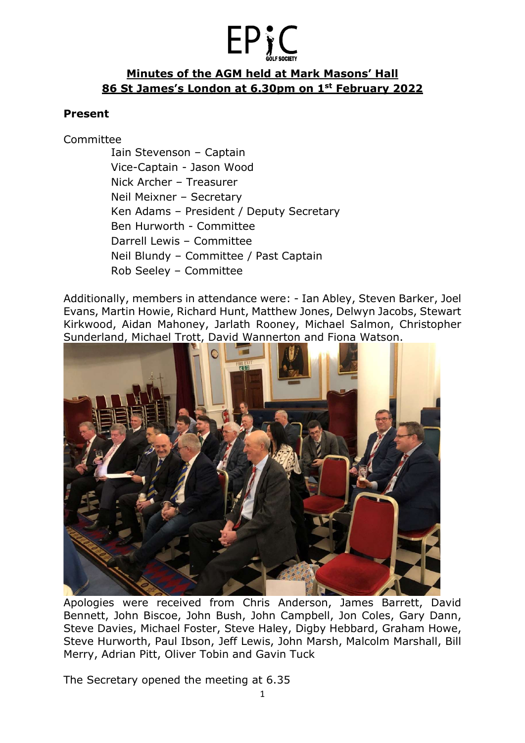EPiC GOLF SOCIETY

## Minutes of the AGM held at Mark Masons' Hall 86 St James's London at 6.30pm on 1st February 2022

**Present**

Committee

- Iain Stevenson – Captain
- Vice-Captain - Jason Wood
- Nick Archer – Treasurer
- Neil Meixner – Secretary
- Ken Adams – President / Deputy Secretary
- Ben Hurworth - Committee
- Darrell Lewis – Committee
- Neil Blundy – Committee / Past Captain
- Rob Seeley – Committee

Additionally, members in attendance were: - Ian Abley, Steven Barker, Joel Evans, Martin Howie, Richard Hunt, Matthew Jones, Delwyn Jacobs, Stewart Kirkwood, Aidan Mahoney, Jarlath Rooney, Michael Salmon, Christopher Sunderland, Michael Trott, David Wannerton and Fiona Watson.

Apologies were received from Chris Anderson, James Barrett, David Bennett, John Biscoe, John Bush, John Campbell, Jon Coles, Gary Dann, Steve Davies, Michael Foster, Steve Haley, Digby Hebbard, Graham Howe, Steve Hurworth, Paul Ibson, Jeff Lewis, John Marsh, Malcolm Marshall, Bill Merry, Adrian Pitt, Oliver Tobin and Gavin Tuck

The Secretary opened the meeting at 6.35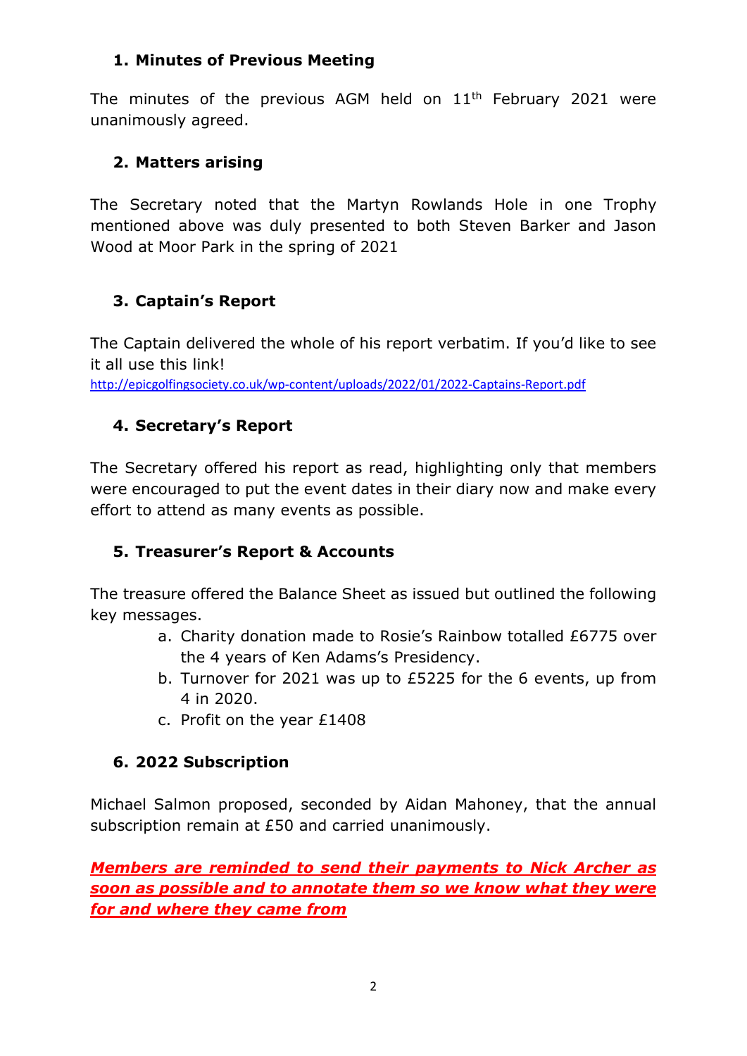## 1. Minutes of Previous Meeting

The minutes of the previous AGM held on 11th February 2021 were unanimously agreed.

## 2. Matters arising

The Secretary noted that the Martyn Rowlands Hole in one Trophy mentioned above was duly presented to both Steven Barker and Jason Wood at Moor Park in the spring of 2021

## 3. Captain's Report

The Captain delivered the whole of his report verbatim. If you'd like to see it all use this link!
http://epicgolfingsociety.co.uk/wp-content/uploads/2022/01/2022-Captains-Report.pdf

## 4. Secretary's Report

The Secretary offered his report as read, highlighting only that members were encouraged to put the event dates in their diary now and make every effort to attend as many events as possible.

## 5. Treasurer's Report & Accounts

The treasure offered the Balance Sheet as issued but outlined the following key messages.

a. Charity donation made to Rosie's Rainbow totalled £6775 over the 4 years of Ken Adams's Presidency.
b. Turnover for 2021 was up to £5225 for the 6 events, up from 4 in 2020.
c. Profit on the year £1408

## 6. 2022 Subscription

Michael Salmon proposed, seconded by Aidan Mahoney, that the annual subscription remain at £50 and carried unanimously.

***Members are reminded to send their payments to Nick Archer as soon as possible and to annotate them so we know what they were for and where they came from***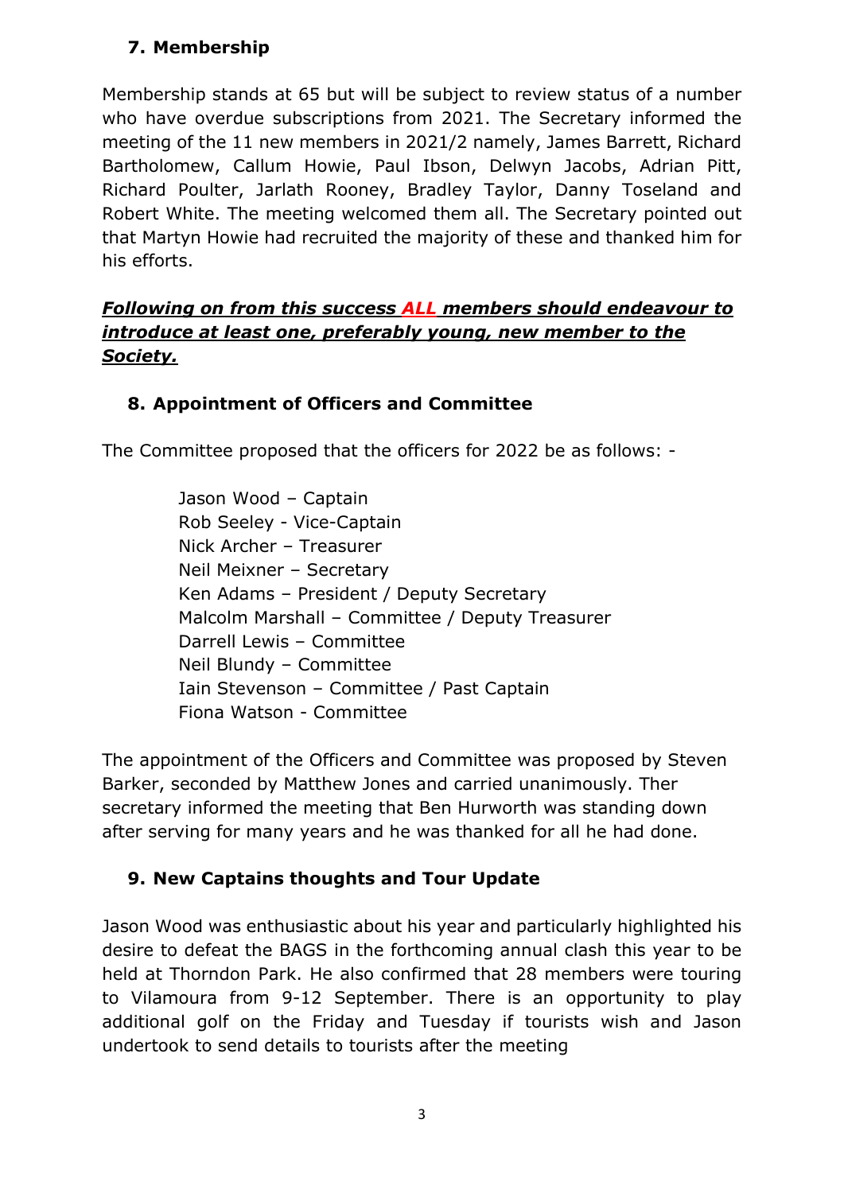## 7. Membership

Membership stands at 65 but will be subject to review status of a number who have overdue subscriptions from 2021. The Secretary informed the meeting of the 11 new members in 2021/2 namely, James Barrett, Richard Bartholomew, Callum Howie, Paul Ibson, Delwyn Jacobs, Adrian Pitt, Richard Poulter, Jarlath Rooney, Bradley Taylor, Danny Toseland and Robert White. The meeting welcomed them all. The Secretary pointed out that Martyn Howie had recruited the majority of these and thanked him for his efforts.

***Following on from this success ALL members should endeavour to introduce at least one, preferably young, new member to the Society.***

## 8. Appointment of Officers and Committee

The Committee proposed that the officers for 2022 be as follows: -

Jason Wood – Captain
Rob Seeley - Vice-Captain
Nick Archer – Treasurer
Neil Meixner – Secretary
Ken Adams – President / Deputy Secretary
Malcolm Marshall – Committee / Deputy Treasurer
Darrell Lewis – Committee
Neil Blundy – Committee
Iain Stevenson – Committee / Past Captain
Fiona Watson - Committee

The appointment of the Officers and Committee was proposed by Steven Barker, seconded by Matthew Jones and carried unanimously. Ther secretary informed the meeting that Ben Hurworth was standing down after serving for many years and he was thanked for all he had done.

## 9. New Captains thoughts and Tour Update

Jason Wood was enthusiastic about his year and particularly highlighted his desire to defeat the BAGS in the forthcoming annual clash this year to be held at Thorndon Park. He also confirmed that 28 members were touring to Vilamoura from 9-12 September. There is an opportunity to play additional golf on the Friday and Tuesday if tourists wish and Jason undertook to send details to tourists after the meeting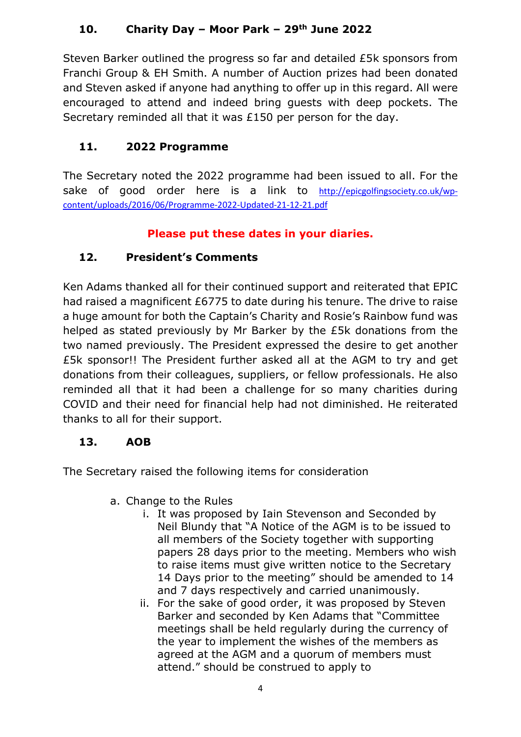## 10. Charity Day – Moor Park – 29th June 2022

Steven Barker outlined the progress so far and detailed £5k sponsors from Franchi Group & EH Smith. A number of Auction prizes had been donated and Steven asked if anyone had anything to offer up in this regard. All were encouraged to attend and indeed bring guests with deep pockets. The Secretary reminded all that it was £150 per person for the day.

## 11. 2022 Programme

The Secretary noted the 2022 programme had been issued to all. For the sake of good order here is a link to http://epicgolfingsociety.co.uk/wp-content/uploads/2016/06/Programme-2022-Updated-21-12-21.pdf

**Please put these dates in your diaries.**

## 12. President's Comments

Ken Adams thanked all for their continued support and reiterated that EPIC had raised a magnificent £6775 to date during his tenure. The drive to raise a huge amount for both the Captain's Charity and Rosie's Rainbow fund was helped as stated previously by Mr Barker by the £5k donations from the two named previously. The President expressed the desire to get another £5k sponsor!! The President further asked all at the AGM to try and get donations from their colleagues, suppliers, or fellow professionals. He also reminded all that it had been a challenge for so many charities during COVID and their need for financial help had not diminished. He reiterated thanks to all for their support.

## 13. AOB

The Secretary raised the following items for consideration

a. Change to the Rules
   i. It was proposed by Iain Stevenson and Seconded by Neil Blundy that "A Notice of the AGM is to be issued to all members of the Society together with supporting papers 28 days prior to the meeting. Members who wish to raise items must give written notice to the Secretary 14 Days prior to the meeting" should be amended to 14 and 7 days respectively and carried unanimously.
   ii. For the sake of good order, it was proposed by Steven Barker and seconded by Ken Adams that "Committee meetings shall be held regularly during the currency of the year to implement the wishes of the members as agreed at the AGM and a quorum of members must attend." should be construed to apply to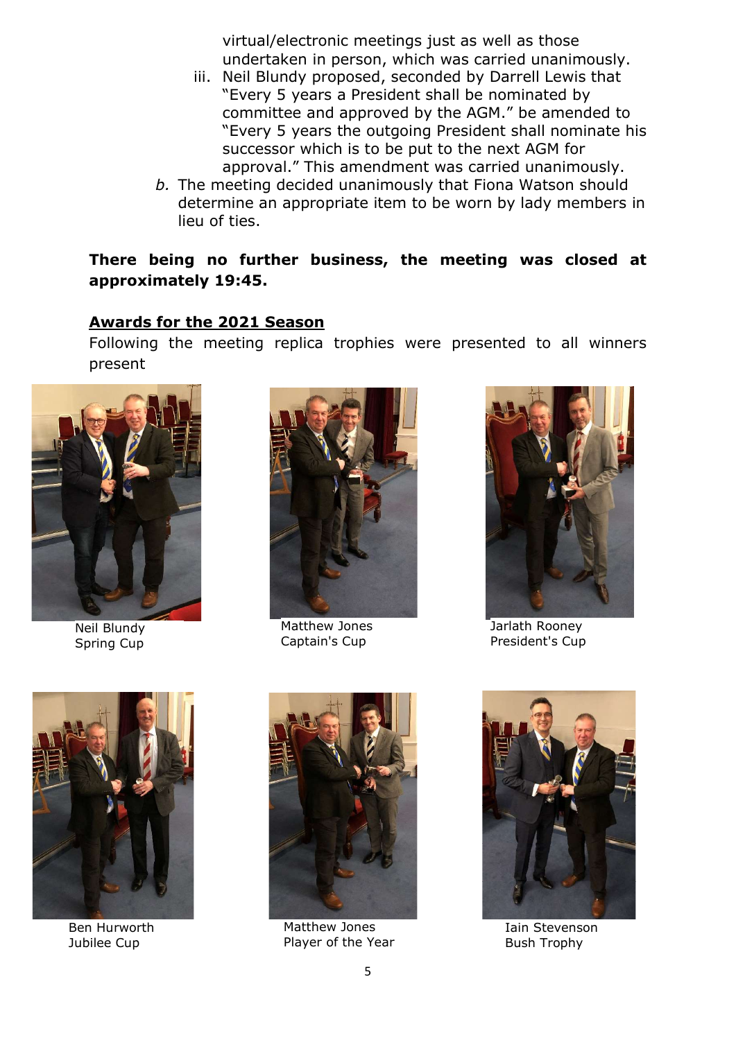virtual/electronic meetings just as well as those undertaken in person, which was carried unanimously.

iii. Neil Blundy proposed, seconded by Darrell Lewis that "Every 5 years a President shall be nominated by committee and approved by the AGM." be amended to "Every 5 years the outgoing President shall nominate his successor which is to be put to the next AGM for approval." This amendment was carried unanimously.

*b.* The meeting decided unanimously that Fiona Watson should determine an appropriate item to be worn by lady members in lieu of ties.

**There being no further business, the meeting was closed at approximately 19:45.**

## **Awards for the 2021 Season**

Following the meeting replica trophies were presented to all winners present

Neil Blundy
Spring Cup

Matthew Jones
Captain's Cup

Jarlath Rooney
President's Cup

Ben Hurworth
Jubilee Cup

Matthew Jones
Player of the Year

Iain Stevenson
Bush Trophy